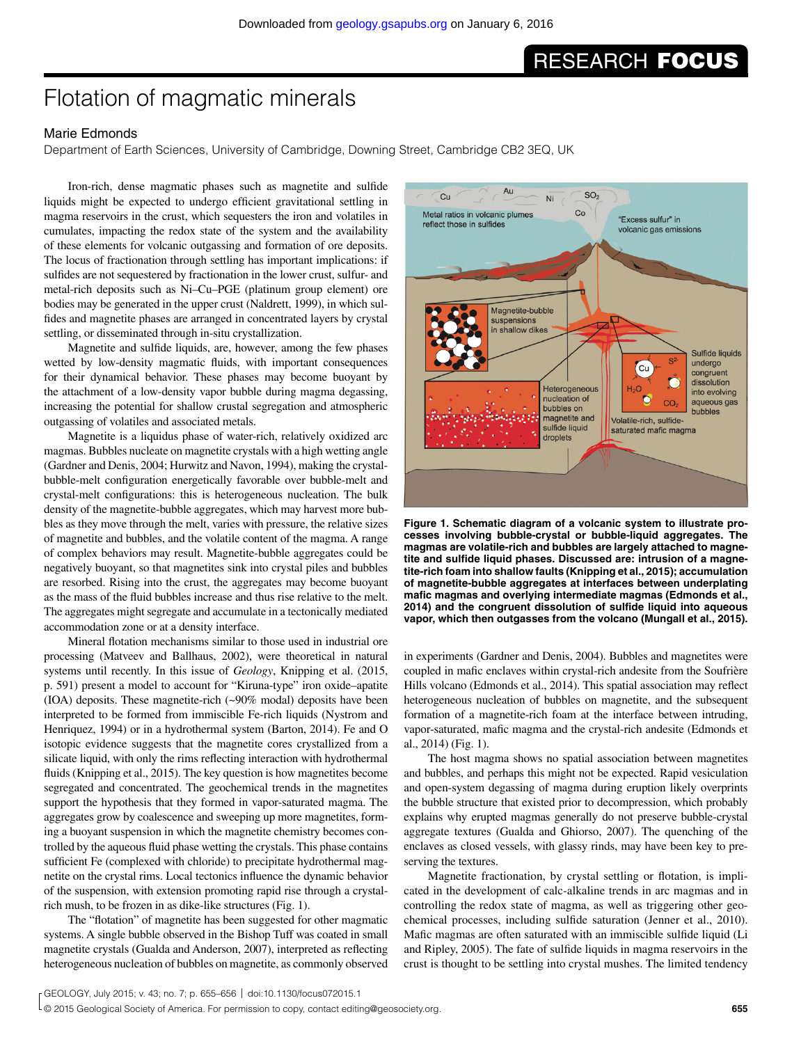# Flotation of magmatic minerals

**Marie Edmonds**

Department of Earth Sciences, University of Cambridge, Downing Street, Cambridge CB2 3EQ, UK

Iron-rich, dense magmatic phases such as magnetite and sulfide liquids might be expected to undergo efficient gravitational settling in magma reservoirs in the crust, which sequesters the iron and volatiles in cumulates, impacting the redox state of the system and the availability of these elements for volcanic outgassing and formation of ore deposits. The locus of fractionation through settling has important implications: if sulfides are not sequestered by fractionation in the lower crust, sulfur- and metal-rich deposits such as Ni–Cu–PGE (platinum group element) ore bodies may be generated in the upper crust (Naldrett, 1999), in which sulfides and magnetite phases are arranged in concentrated layers by crystal settling, or disseminated through in-situ crystallization.

Magnetite and sulfide liquids, are, however, among the few phases wetted by low-density magmatic fluids, with important consequences for their dynamical behavior. These phases may become buoyant by the attachment of a low-density vapor bubble during magma degassing, increasing the potential for shallow crustal segregation and atmospheric outgassing of volatiles and associated metals.

Magnetite is a liquidus phase of water-rich, relatively oxidized arc magmas. Bubbles nucleate on magnetite crystals with a high wetting angle (Gardner and Denis, 2004; Hurwitz and Navon, 1994), making the crystal-bubble-melt configuration energetically favorable over bubble-melt and crystal-melt configurations: this is heterogeneous nucleation. The bulk density of the magnetite-bubble aggregates, which may harvest more bubbles as they move through the melt, varies with pressure, the relative sizes of magnetite and bubbles, and the volatile content of the magma. A range of complex behaviors may result. Magnetite-bubble aggregates could be negatively buoyant, so that magnetites sink into crystal piles and bubbles are resorbed. Rising into the crust, the aggregates may become buoyant as the mass of the fluid bubbles increase and thus rise relative to the melt. The aggregates might segregate and accumulate in a tectonically mediated accommodation zone or at a density interface.

Mineral flotation mechanisms similar to those used in industrial ore processing (Matveev and Ballhaus, 2002), were theoretical in natural systems until recently. In this issue of *Geology*, Knipping et al. (2015, p. 591) present a model to account for "Kiruna-type" iron oxide–apatite (IOA) deposits. These magnetite-rich (~90% modal) deposits have been interpreted to be formed from immiscible Fe-rich liquids (Nystrom and Henriquez, 1994) or in a hydrothermal system (Barton, 2014). Fe and O isotopic evidence suggests that the magnetite cores crystallized from a silicate liquid, with only the rims reflecting interaction with hydrothermal fluids (Knipping et al., 2015). The key question is how magnetites become segregated and concentrated. The geochemical trends in the magnetites support the hypothesis that they formed in vapor-saturated magma. The aggregates grow by coalescence and sweeping up more magnetites, forming a buoyant suspension in which the magnetite chemistry becomes controlled by the aqueous fluid phase wetting the crystals. This phase contains sufficient Fe (complexed with chloride) to precipitate hydrothermal magnetite on the crystal rims. Local tectonics influence the dynamic behavior of the suspension, with extension promoting rapid rise through a crystal-rich mush, to be frozen in as dike-like structures (Fig. 1).

The "flotation" of magnetite has been suggested for other magmatic systems. A single bubble observed in the Bishop Tuff was coated in small magnetite crystals (Gualda and Anderson, 2007), interpreted as reflecting heterogeneous nucleation of bubbles on magnetite, as commonly observed in experiments (Gardner and Denis, 2004). Bubbles and magnetites were coupled in mafic enclaves within crystal-rich andesite from the Soufrière Hills volcano (Edmonds et al., 2014). This spatial association may reflect heterogeneous nucleation of bubbles on magnetite, and the subsequent formation of a magnetite-rich foam at the interface between intruding, vapor-saturated, mafic magma and the crystal-rich andesite (Edmonds et al., 2014) (Fig. 1).

Cu
Au
Ni
$SO_2$
Co
Metal ratios in volcanic plumes reflect those in sulfides
"Excess sulfur" in volcanic gas emissions
Magnetite-bubble suspensions in shallow dikes
Heterogeneous nucleation of bubbles on magnetite and sulfide liquid droplets
Cu
$S^{2-}$
$H_2O$
$CO_2$
Sulfide liquids undergo congruent dissolution into evolving aqueous gas bubbles
Volatile-rich, sulfide-saturated mafic magma

**Figure 1. Schematic diagram of a volcanic system to illustrate processes involving bubble-crystal or bubble-liquid aggregates. The magmas are volatile-rich and bubbles are largely attached to magnetite and sulfide liquid phases. Discussed are: intrusion of a magnetite-rich foam into shallow faults (Knipping et al., 2015); accumulation of magnetite-bubble aggregates at interfaces between underplating mafic magmas and overlying intermediate magmas (Edmonds et al., 2014) and the congruent dissolution of sulfide liquid into aqueous vapor, which then outgasses from the volcano (Mungall et al., 2015).**

The host magma shows no spatial association between magnetites and bubbles, and perhaps this might not be expected. Rapid vesiculation and open-system degassing of magma during eruption likely overprints the bubble structure that existed prior to decompression, which probably explains why erupted magmas generally do not preserve bubble-crystal aggregate textures (Gualda and Ghiorso, 2007). The quenching of the enclaves as closed vessels, with glassy rinds, may have been key to preserving the textures.

Magnetite fractionation, by crystal settling or flotation, is implicated in the development of calc-alkaline trends in arc magmas and in controlling the redox state of magma, as well as triggering other geochemical processes, including sulfide saturation (Jenner et al., 2010). Mafic magmas are often saturated with an immiscible sulfide liquid (Li and Ripley, 2005). The fate of sulfide liquids in magma reservoirs in the crust is thought to be settling into crystal mushes. The limited tendency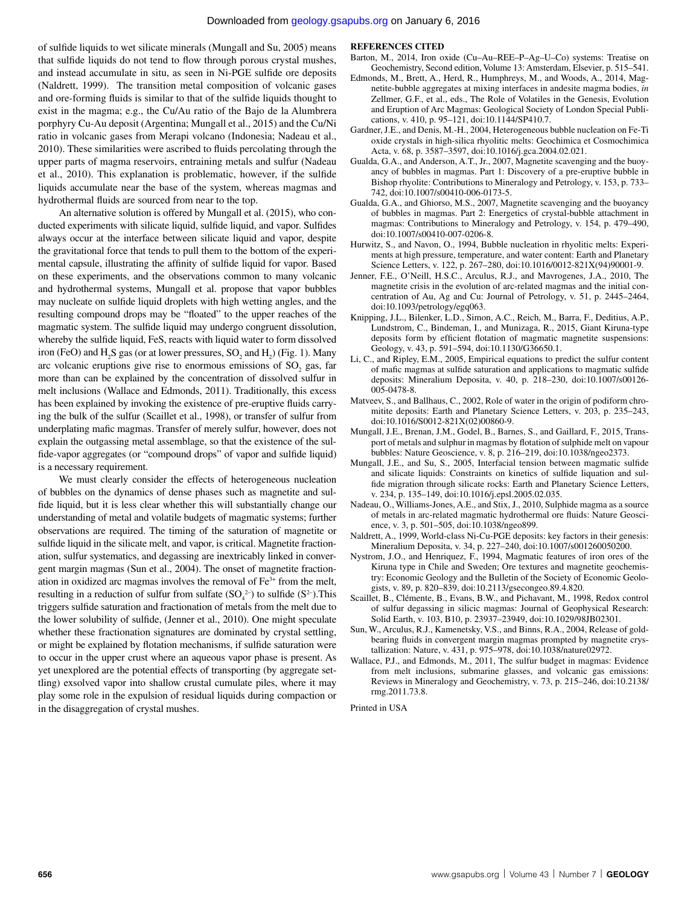of sulfide liquids to wet silicate minerals (Mungall and Su, 2005) means that sulfide liquids do not tend to flow through porous crystal mushes, and instead accumulate in situ, as seen in Ni-PGE sulfide ore deposits (Naldrett, 1999). The transition metal composition of volcanic gases and ore-forming fluids is similar to that of the sulfide liquids thought to exist in the magma; e.g., the Cu/Au ratio of the Bajo de la Alumbrera porphyry Cu-Au deposit (Argentina; Mungall et al., 2015) and the Cu/Ni ratio in volcanic gases from Merapi volcano (Indonesia; Nadeau et al., 2010). These similarities were ascribed to fluids percolating through the upper parts of magma reservoirs, entraining metals and sulfur (Nadeau et al., 2010). This explanation is problematic, however, if the sulfide liquids accumulate near the base of the system, whereas magmas and hydrothermal fluids are sourced from near to the top.

An alternative solution is offered by Mungall et al. (2015), who conducted experiments with silicate liquid, sulfide liquid, and vapor. Sulfides always occur at the interface between silicate liquid and vapor, despite the gravitational force that tends to pull them to the bottom of the experimental capsule, illustrating the affinity of sulfide liquid for vapor. Based on these experiments, and the observations common to many volcanic and hydrothermal systems, Mungall et al. propose that vapor bubbles may nucleate on sulfide liquid droplets with high wetting angles, and the resulting compound drops may be "floated" to the upper reaches of the magmatic system. The sulfide liquid may undergo congruent dissolution, whereby the sulfide liquid, FeS, reacts with liquid water to form dissolved iron (FeO) and $H_2S$ gas (or at lower pressures, $SO_2$ and $H_2$) (Fig. 1). Many arc volcanic eruptions give rise to enormous emissions of $SO_2$ gas, far more than can be explained by the concentration of dissolved sulfur in melt inclusions (Wallace and Edmonds, 2011). Traditionally, this excess has been explained by invoking the existence of pre-eruptive fluids carrying the bulk of the sulfur (Scaillet et al., 1998), or transfer of sulfur from underplating mafic magmas. Transfer of merely sulfur, however, does not explain the outgassing metal assemblage, so that the existence of the sulfide-vapor aggregates (or "compound drops" of vapor and sulfide liquid) is a necessary requirement.

We must clearly consider the effects of heterogeneous nucleation of bubbles on the dynamics of dense phases such as magnetite and sulfide liquid, but it is less clear whether this will substantially change our understanding of metal and volatile budgets of magmatic systems; further observations are required. The timing of the saturation of magnetite or sulfide liquid in the silicate melt, and vapor, is critical. Magnetite fractionation, sulfur systematics, and degassing are inextricably linked in convergent margin magmas (Sun et al., 2004). The onset of magnetite fractionation in oxidized arc magmas involves the removal of $Fe^{3+}$ from the melt, resulting in a reduction of sulfur from sulfate ($SO_4^{2-}$) to sulfide ($S^{2-}$).This triggers sulfide saturation and fractionation of metals from the melt due to the lower solubility of sulfide, (Jenner et al., 2010). One might speculate whether these fractionation signatures are dominated by crystal settling, or might be explained by flotation mechanisms, if sulfide saturation were to occur in the upper crust where an aqueous vapor phase is present. As yet unexplored are the potential effects of transporting (by aggregate settling) exsolved vapor into shallow crustal cumulate piles, where it may play some role in the expulsion of residual liquids during compaction or in the disaggregation of crystal mushes.

## REFERENCES CITED

Barton, M., 2014, Iron oxide (Cu–Au–REE–P–Ag–U–Co) systems: Treatise on Geochemistry, Second edition, Volume 13: Amsterdam, Elsevier, p. 515–541.

Edmonds, M., Brett, A., Herd, R., Humphreys, M., and Woods, A., 2014, Magnetite-bubble aggregates at mixing interfaces in andesite magma bodies, *in* Zellmer, G.F., et al., eds., The Role of Volatiles in the Genesis, Evolution and Eruption of Arc Magmas: Geological Society of London Special Publications, v. 410, p. 95–121, doi:10.1144/SP410.7.

Gardner, J.E., and Denis, M.-H., 2004, Heterogeneous bubble nucleation on Fe-Ti oxide crystals in high-silica rhyolitic melts: Geochimica et Cosmochimica Acta, v. 68, p. 3587–3597, doi:10.1016/j.gca.2004.02.021.

Gualda, G.A., and Anderson, A.T., Jr., 2007, Magnetite scavenging and the buoyancy of bubbles in magmas. Part 1: Discovery of a pre-eruptive bubble in Bishop rhyolite: Contributions to Mineralogy and Petrology, v. 153, p. 733–742, doi:10.1007/s00410-006-0173-5.

Gualda, G.A., and Ghiorso, M.S., 2007, Magnetite scavenging and the buoyancy of bubbles in magmas. Part 2: Energetics of crystal-bubble attachment in magmas: Contributions to Mineralogy and Petrology, v. 154, p. 479–490, doi:10.1007/s00410-007-0206-8.

Hurwitz, S., and Navon, O., 1994, Bubble nucleation in rhyolitic melts: Experiments at high pressure, temperature, and water content: Earth and Planetary Science Letters, v. 122, p. 267–280, doi:10.1016/0012-821X(94)90001-9.

Jenner, F.E., O'Neill, H.S.C., Arculus, R.J., and Mavrogenes, J.A., 2010, The magnetite crisis in the evolution of arc-related magmas and the initial concentration of Au, Ag and Cu: Journal of Petrology, v. 51, p. 2445–2464, doi:10.1093/petrology/egq063.

Knipping, J.L., Bilenker, L.D., Simon, A.C., Reich, M., Barra, F., Deditius, A.P., Lundstrom, C., Bindeman, I., and Munizaga, R., 2015, Giant Kiruna-type deposits form by efficient flotation of magmatic magnetite suspensions: Geology, v. 43, p. 591–594, doi:10.1130/G36650.1.

Li, C., and Ripley, E.M., 2005, Empirical equations to predict the sulfur content of mafic magmas at sulfide saturation and applications to magmatic sulfide deposits: Mineralium Deposita, v. 40, p. 218–230, doi:10.1007/s00126-005-0478-8.

Matveev, S., and Ballhaus, C., 2002, Role of water in the origin of podiform chromitite deposits: Earth and Planetary Science Letters, v. 203, p. 235–243, doi:10.1016/S0012-821X(02)00860-9.

Mungall, J.E., Brenan, J.M., Godel, B., Barnes, S., and Gaillard, F., 2015, Transport of metals and sulphur in magmas by flotation of sulphide melt on vapour bubbles: Nature Geoscience, v. 8, p. 216–219, doi:10.1038/ngeo2373.

Mungall, J.E., and Su, S., 2005, Interfacial tension between magmatic sulfide and silicate liquids: Constraints on kinetics of sulfide liquation and sulfide migration through silicate rocks: Earth and Planetary Science Letters, v. 234, p. 135–149, doi:10.1016/j.epsl.2005.02.035.

Nadeau, O., Williams-Jones, A.E., and Stix, J., 2010, Sulphide magma as a source of metals in arc-related magmatic hydrothermal ore fluids: Nature Geoscience, v. 3, p. 501–505, doi:10.1038/ngeo899.

Naldrett, A., 1999, World-class Ni-Cu-PGE deposits: key factors in their genesis: Mineralium Deposita, v. 34, p. 227–240, doi:10.1007/s001260050200.

Nystrom, J.O., and Henriquez, F., 1994, Magmatic features of iron ores of the Kiruna type in Chile and Sweden; Ore textures and magnetite geochemistry: Economic Geology and the Bulletin of the Society of Economic Geologists, v. 89, p. 820–839, doi:10.2113/gsecongeo.89.4.820.

Scaillet, B., Clémente, B., Evans, B.W., and Pichavant, M., 1998, Redox control of sulfur degassing in silicic magmas: Journal of Geophysical Research: Solid Earth, v. 103, B10, p. 23937–23949, doi:10.1029/98JB02301.

Sun, W., Arculus, R.J., Kamenetsky, V.S., and Binns, R.A., 2004, Release of gold-bearing fluids in convergent margin magmas prompted by magnetite crystallization: Nature, v. 431, p. 975–978, doi:10.1038/nature02972.

Wallace, P.J., and Edmonds, M., 2011, The sulfur budget in magmas: Evidence from melt inclusions, submarine glasses, and volcanic gas emissions: Reviews in Mineralogy and Geochemistry, v. 73, p. 215–246, doi:10.2138/rmg.2011.73.8.

Printed in USA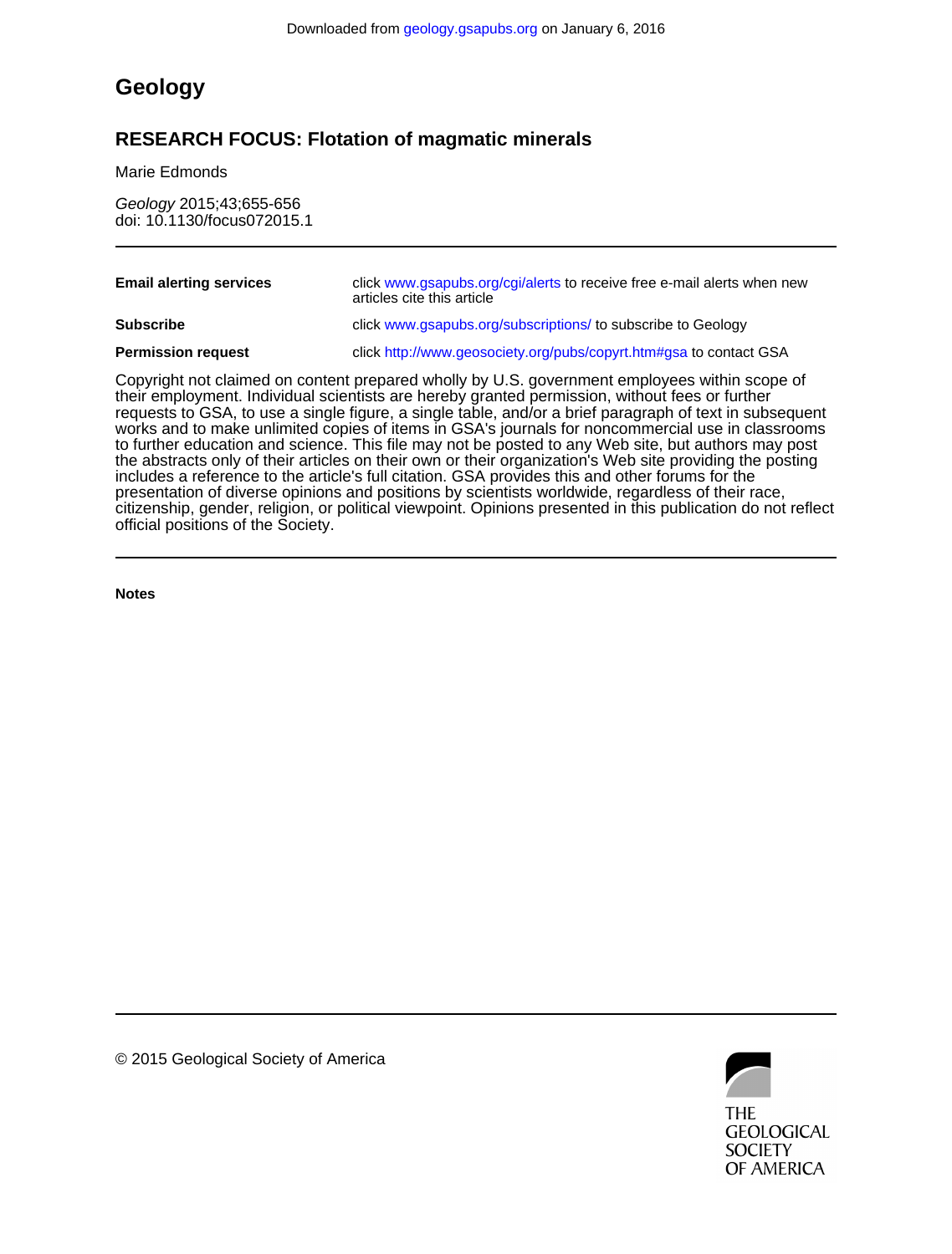Downloaded from geology.gsapubs.org on January 6, 2016

# Geology

## RESEARCH FOCUS: Flotation of magmatic minerals

Marie Edmonds

*Geology* 2015;43;655-656
doi: 10.1130/focus072015.1

| | |
|---|---|
| **Email alerting services** | click www.gsapubs.org/cgi/alerts to receive free e-mail alerts when new articles cite this article |
| **Subscribe** | click www.gsapubs.org/subscriptions/ to subscribe to Geology |
| **Permission request** | click http://www.geosociety.org/pubs/copyrt.htm#gsa to contact GSA |

Copyright not claimed on content prepared wholly by U.S. government employees within scope of their employment. Individual scientists are hereby granted permission, without fees or further requests to GSA, to use a single figure, a single table, and/or a brief paragraph of text in subsequent works and to make unlimited copies of items in GSA's journals for noncommercial use in classrooms to further education and science. This file may not be posted to any Web site, but authors may post the abstracts only of their articles on their own or their organization's Web site providing the posting includes a reference to the article's full citation. GSA provides this and other forums for the presentation of diverse opinions and positions by scientists worldwide, regardless of their race, citizenship, gender, religion, or political viewpoint. Opinions presented in this publication do not reflect official positions of the Society.

**Notes**

© 2015 Geological Society of America

THE GEOLOGICAL SOCIETY OF AMERICA